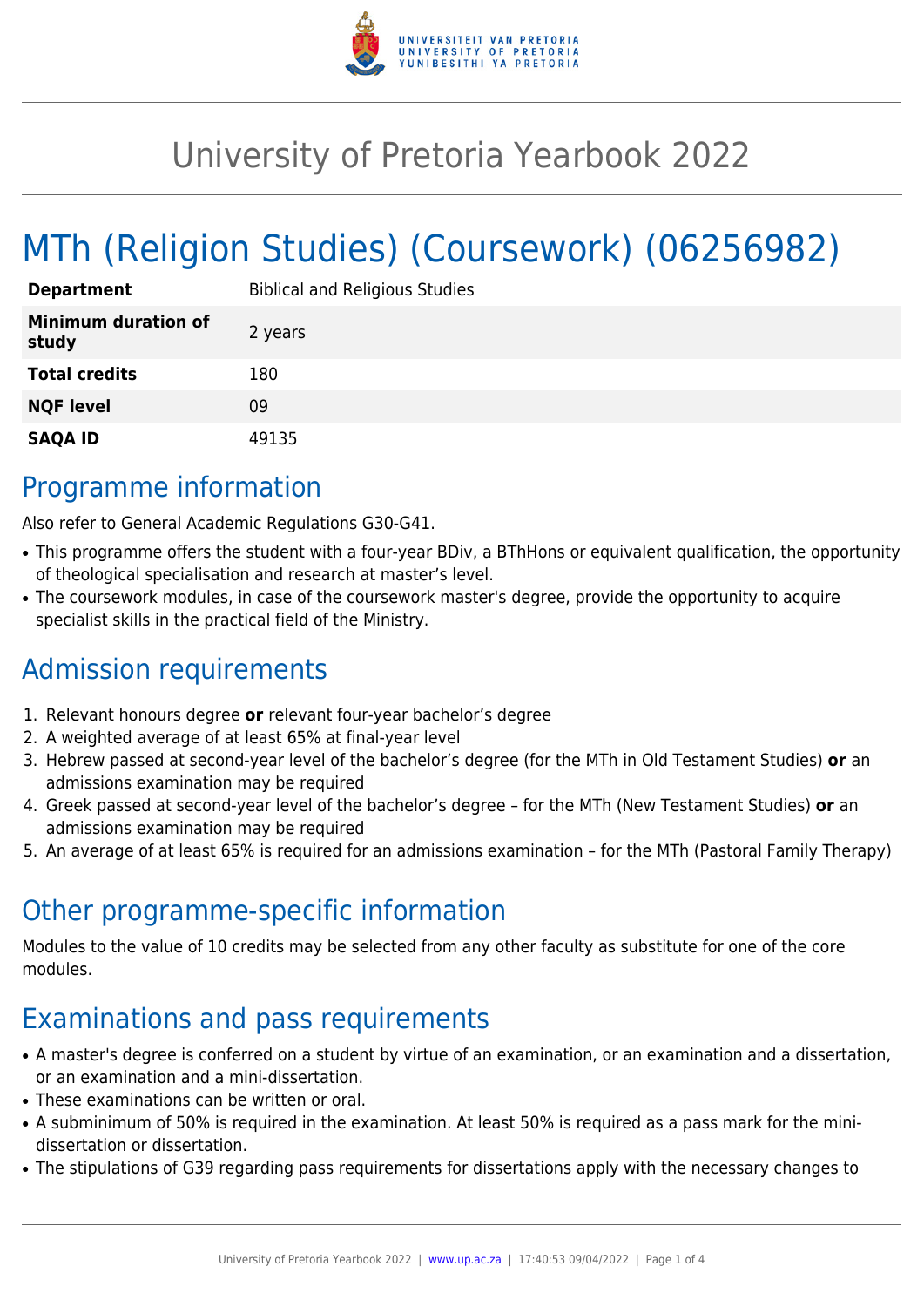# University of Pretoria Yearbook 2022

# MTh (Religion Studies) (Coursework) (06256982)

| | |
|---|---|
| **Department** | Biblical and Religious Studies |
| **Minimum duration of study** | 2 years |
| **Total credits** | 180 |
| **NQF level** | 09 |
| **SAQA ID** | 49135 |

## Programme information

Also refer to General Academic Regulations G30-G41.

- This programme offers the student with a four-year BDiv, a BThHons or equivalent qualification, the opportunity of theological specialisation and research at master's level.
- The coursework modules, in case of the coursework master's degree, provide the opportunity to acquire specialist skills in the practical field of the Ministry.

## Admission requirements

1. Relevant honours degree **or** relevant four-year bachelor's degree
2. A weighted average of at least 65% at final-year level
3. Hebrew passed at second-year level of the bachelor's degree (for the MTh in Old Testament Studies) **or** an admissions examination may be required
4. Greek passed at second-year level of the bachelor's degree – for the MTh (New Testament Studies) **or** an admissions examination may be required
5. An average of at least 65% is required for an admissions examination – for the MTh (Pastoral Family Therapy)

## Other programme-specific information

Modules to the value of 10 credits may be selected from any other faculty as substitute for one of the core modules.

## Examinations and pass requirements

- A master's degree is conferred on a student by virtue of an examination, or an examination and a dissertation, or an examination and a mini-dissertation.
- These examinations can be written or oral.
- A subminimum of 50% is required in the examination. At least 50% is required as a pass mark for the mini-dissertation or dissertation.
- The stipulations of G39 regarding pass requirements for dissertations apply with the necessary changes to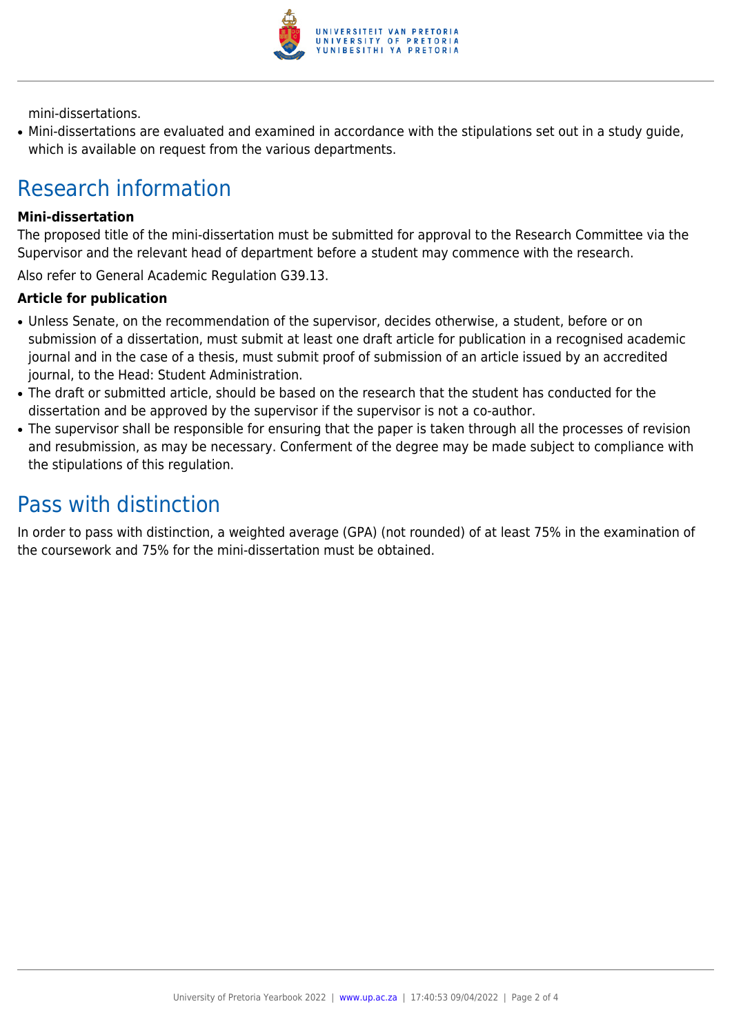mini-dissertations.

- Mini-dissertations are evaluated and examined in accordance with the stipulations set out in a study guide, which is available on request from the various departments.

## Research information

### Mini-dissertation

The proposed title of the mini-dissertation must be submitted for approval to the Research Committee via the Supervisor and the relevant head of department before a student may commence with the research.

Also refer to General Academic Regulation G39.13.

### Article for publication

- Unless Senate, on the recommendation of the supervisor, decides otherwise, a student, before or on submission of a dissertation, must submit at least one draft article for publication in a recognised academic journal and in the case of a thesis, must submit proof of submission of an article issued by an accredited journal, to the Head: Student Administration.
- The draft or submitted article, should be based on the research that the student has conducted for the dissertation and be approved by the supervisor if the supervisor is not a co-author.
- The supervisor shall be responsible for ensuring that the paper is taken through all the processes of revision and resubmission, as may be necessary. Conferment of the degree may be made subject to compliance with the stipulations of this regulation.

## Pass with distinction

In order to pass with distinction, a weighted average (GPA) (not rounded) of at least 75% in the examination of the coursework and 75% for the mini-dissertation must be obtained.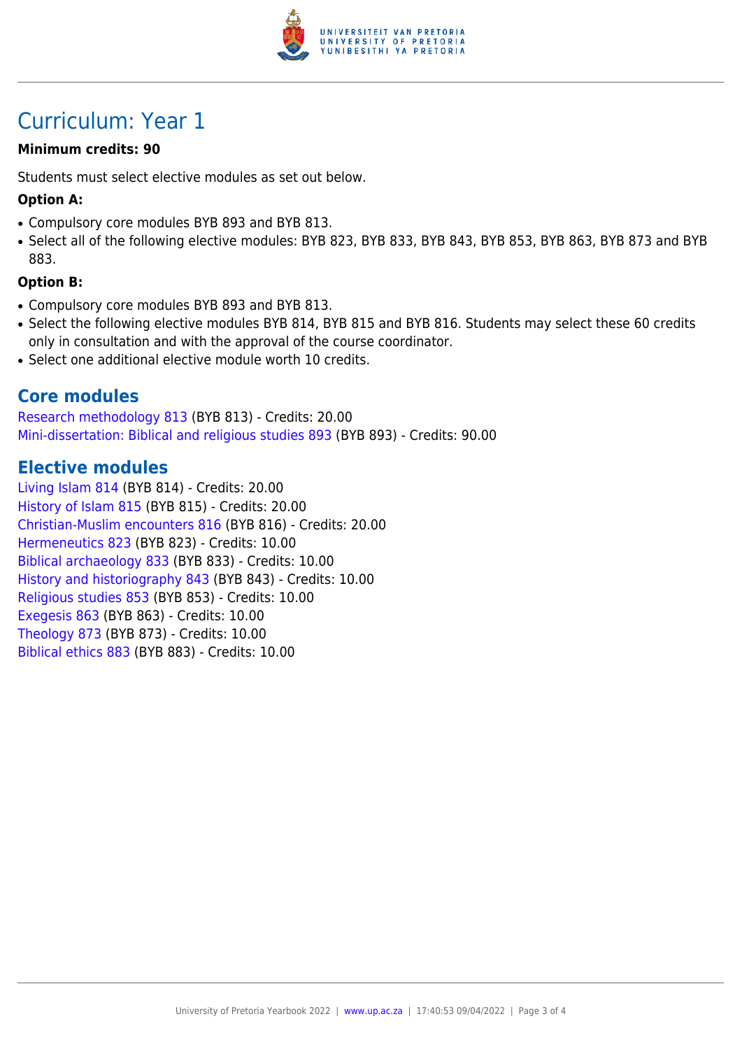# Curriculum: Year 1

**Minimum credits: 90**

Students must select elective modules as set out below.

**Option A:**

- Compulsory core modules BYB 893 and BYB 813.
- Select all of the following elective modules: BYB 823, BYB 833, BYB 843, BYB 853, BYB 863, BYB 873 and BYB 883.

**Option B:**

- Compulsory core modules BYB 893 and BYB 813.
- Select the following elective modules BYB 814, BYB 815 and BYB 816. Students may select these 60 credits only in consultation and with the approval of the course coordinator.
- Select one additional elective module worth 10 credits.

## Core modules

Research methodology 813 (BYB 813) - Credits: 20.00
Mini-dissertation: Biblical and religious studies 893 (BYB 893) - Credits: 90.00

## Elective modules

Living Islam 814 (BYB 814) - Credits: 20.00
History of Islam 815 (BYB 815) - Credits: 20.00
Christian-Muslim encounters 816 (BYB 816) - Credits: 20.00
Hermeneutics 823 (BYB 823) - Credits: 10.00
Biblical archaeology 833 (BYB 833) - Credits: 10.00
History and historiography 843 (BYB 843) - Credits: 10.00
Religious studies 853 (BYB 853) - Credits: 10.00
Exegesis 863 (BYB 863) - Credits: 10.00
Theology 873 (BYB 873) - Credits: 10.00
Biblical ethics 883 (BYB 883) - Credits: 10.00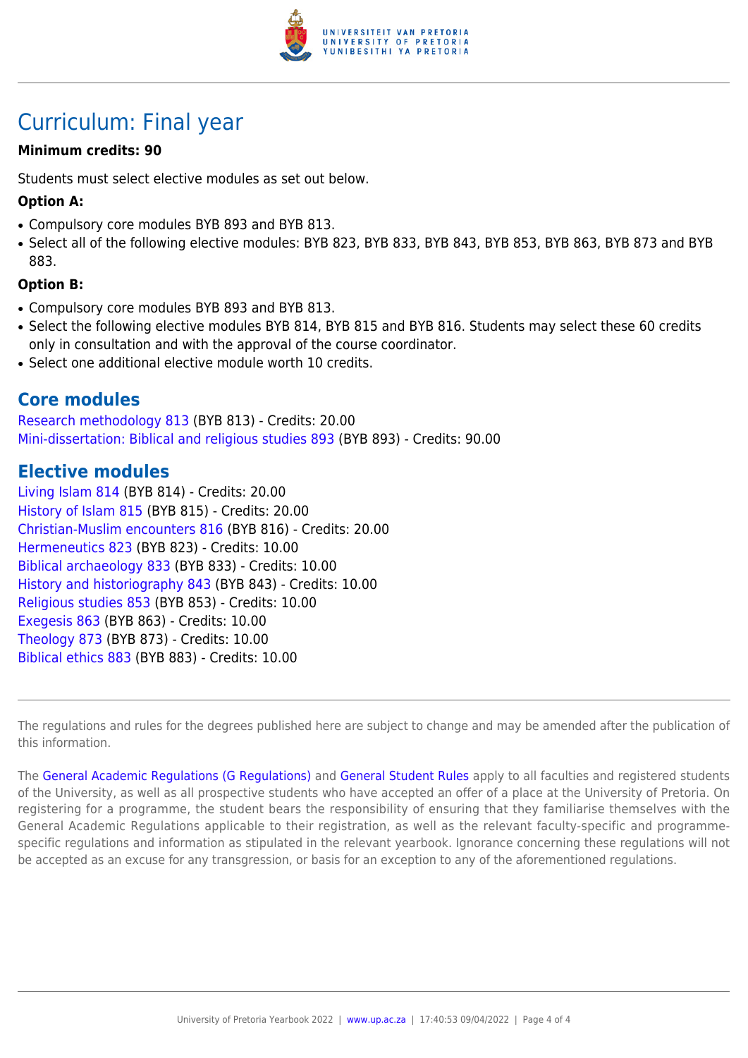# Curriculum: Final year

**Minimum credits: 90**

Students must select elective modules as set out below.

**Option A:**

- Compulsory core modules BYB 893 and BYB 813.
- Select all of the following elective modules: BYB 823, BYB 833, BYB 843, BYB 853, BYB 863, BYB 873 and BYB 883.

**Option B:**

- Compulsory core modules BYB 893 and BYB 813.
- Select the following elective modules BYB 814, BYB 815 and BYB 816. Students may select these 60 credits only in consultation and with the approval of the course coordinator.
- Select one additional elective module worth 10 credits.

## Core modules

Research methodology 813 (BYB 813) - Credits: 20.00
Mini-dissertation: Biblical and religious studies 893 (BYB 893) - Credits: 90.00

## Elective modules

Living Islam 814 (BYB 814) - Credits: 20.00
History of Islam 815 (BYB 815) - Credits: 20.00
Christian-Muslim encounters 816 (BYB 816) - Credits: 20.00
Hermeneutics 823 (BYB 823) - Credits: 10.00
Biblical archaeology 833 (BYB 833) - Credits: 10.00
History and historiography 843 (BYB 843) - Credits: 10.00
Religious studies 853 (BYB 853) - Credits: 10.00
Exegesis 863 (BYB 863) - Credits: 10.00
Theology 873 (BYB 873) - Credits: 10.00
Biblical ethics 883 (BYB 883) - Credits: 10.00

---

The regulations and rules for the degrees published here are subject to change and may be amended after the publication of this information.

The General Academic Regulations (G Regulations) and General Student Rules apply to all faculties and registered students of the University, as well as all prospective students who have accepted an offer of a place at the University of Pretoria. On registering for a programme, the student bears the responsibility of ensuring that they familiarise themselves with the General Academic Regulations applicable to their registration, as well as the relevant faculty-specific and programme-specific regulations and information as stipulated in the relevant yearbook. Ignorance concerning these regulations will not be accepted as an excuse for any transgression, or basis for an exception to any of the aforementioned regulations.